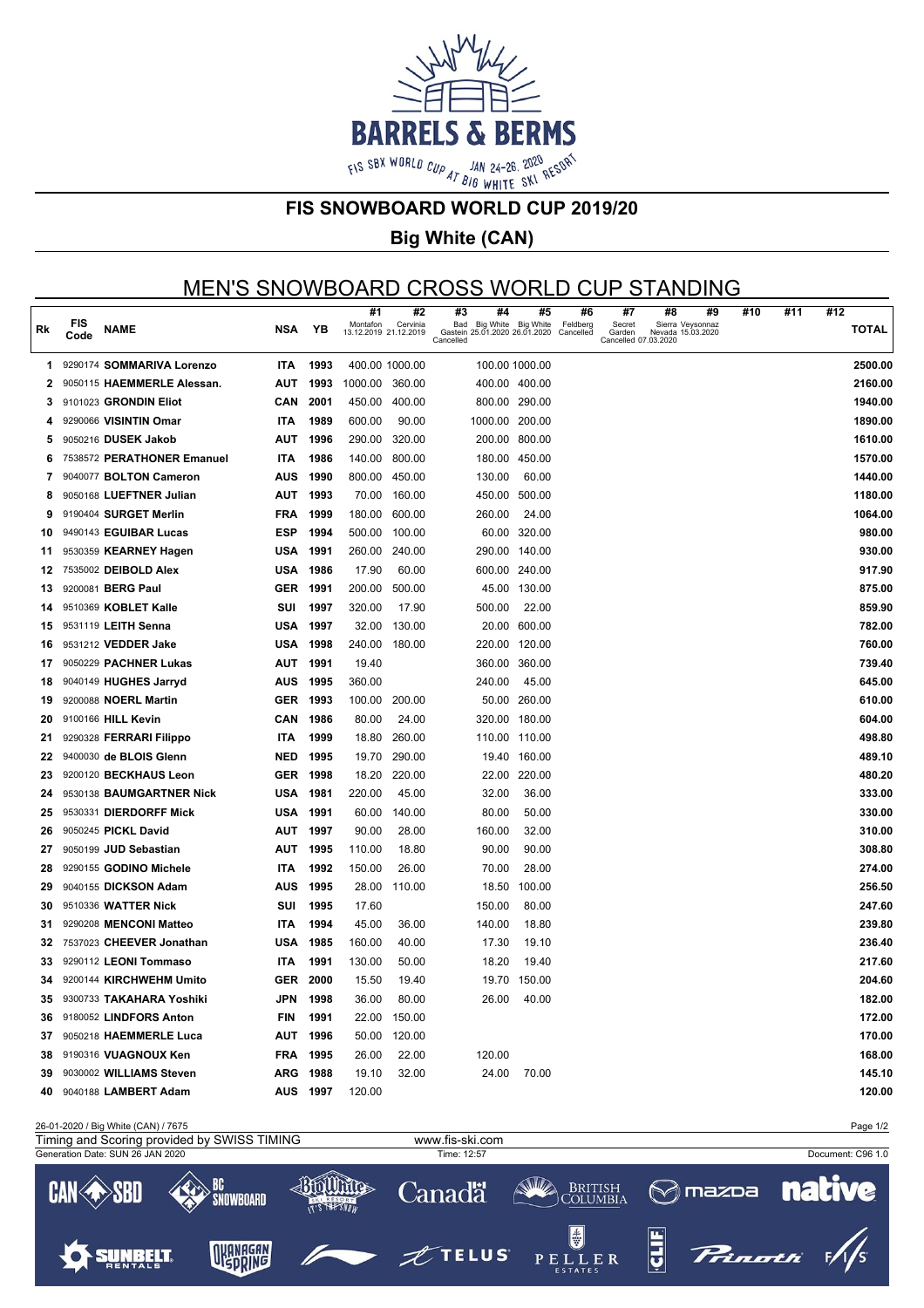# FIS SNOWBOARD WORLD CUP 2019/20

## Big White (CAN)

## MEN'S SNOWBOARD CROSS WORLD CUP STANDING

| Rk | FIS Code | NAME | NSA | YB | #1 Montafon 13.12.2019 | #2 Cervinia 21.12.2019 | #3 Bad Gastein Cancelled | #4 Big White 25.01.2020 | #5 Big White 26.01.2020 | #6 Feldberg Cancelled | #7 Secret Garden Cancelled | #8 Sierra Nevada 07.03.2020 | #9 Veysonnaz 15.03.2020 | #10 | #11 | #12 | TOTAL |
|---|---|---|---|---|---|---|---|---|---|---|---|---|---|---|---|---|---|
| 1 | 9290174 | **SOMMARIVA Lorenzo** | ITA | 1993 | 400.00 | 1000.00 | | 100.00 | 1000.00 | | | | | | | | 2500.00 |
| 2 | 9050115 | **HAEMMERLE Alessan.** | AUT | 1993 | 1000.00 | 360.00 | | 400.00 | 400.00 | | | | | | | | 2160.00 |
| 3 | 9101023 | **GRONDIN Eliot** | CAN | 2001 | 450.00 | 400.00 | | 800.00 | 290.00 | | | | | | | | 1940.00 |
| 4 | 9290066 | **VISINTIN Omar** | ITA | 1989 | 600.00 | 90.00 | | 1000.00 | 200.00 | | | | | | | | 1890.00 |
| 5 | 9050216 | **DUSEK Jakob** | AUT | 1996 | 290.00 | 320.00 | | 200.00 | 800.00 | | | | | | | | 1610.00 |
| 6 | 7538572 | **PERATHONER Emanuel** | ITA | 1986 | 140.00 | 800.00 | | 180.00 | 450.00 | | | | | | | | 1570.00 |
| 7 | 9040077 | **BOLTON Cameron** | AUS | 1990 | 800.00 | 450.00 | | 130.00 | 60.00 | | | | | | | | 1440.00 |
| 8 | 9050168 | **LUEFTNER Julian** | AUT | 1993 | 70.00 | 160.00 | | 450.00 | 500.00 | | | | | | | | 1180.00 |
| 9 | 9190404 | **SURGET Merlin** | FRA | 1999 | 180.00 | 600.00 | | 260.00 | 24.00 | | | | | | | | 1064.00 |
| 10 | 9490143 | **EGUIBAR Lucas** | ESP | 1994 | 500.00 | 100.00 | | 60.00 | 320.00 | | | | | | | | 980.00 |
| 11 | 9530359 | **KEARNEY Hagen** | USA | 1991 | 260.00 | 240.00 | | 290.00 | 140.00 | | | | | | | | 930.00 |
| 12 | 7535002 | **DEIBOLD Alex** | USA | 1986 | 17.90 | 60.00 | | 600.00 | 240.00 | | | | | | | | 917.90 |
| 13 | 9200081 | **BERG Paul** | GER | 1991 | 200.00 | 500.00 | | 45.00 | 130.00 | | | | | | | | 875.00 |
| 14 | 9510369 | **KOBLET Kalle** | SUI | 1997 | 320.00 | 17.90 | | 500.00 | 22.00 | | | | | | | | 859.90 |
| 15 | 9531119 | **LEITH Senna** | USA | 1997 | 32.00 | 130.00 | | 20.00 | 600.00 | | | | | | | | 782.00 |
| 16 | 9531212 | **VEDDER Jake** | USA | 1998 | 240.00 | 180.00 | | 220.00 | 120.00 | | | | | | | | 760.00 |
| 17 | 9050229 | **PACHNER Lukas** | AUT | 1991 | 19.40 | | | 360.00 | 360.00 | | | | | | | | 739.40 |
| 18 | 9040149 | **HUGHES Jarryd** | AUS | 1995 | 360.00 | | | 240.00 | 45.00 | | | | | | | | 645.00 |
| 19 | 9200088 | **NOERL Martin** | GER | 1993 | 100.00 | 200.00 | | 50.00 | 260.00 | | | | | | | | 610.00 |
| 20 | 9100166 | **HILL Kevin** | CAN | 1986 | 80.00 | 24.00 | | 320.00 | 180.00 | | | | | | | | 604.00 |
| 21 | 9290328 | **FERRARI Filippo** | ITA | 1999 | 18.80 | 260.00 | | 110.00 | 110.00 | | | | | | | | 498.80 |
| 22 | 9400030 | **de BLOIS Glenn** | NED | 1995 | 19.70 | 290.00 | | 19.40 | 160.00 | | | | | | | | 489.10 |
| 23 | 9200120 | **BECKHAUS Leon** | GER | 1998 | 18.20 | 220.00 | | 22.00 | 220.00 | | | | | | | | 480.20 |
| 24 | 9530138 | **BAUMGARTNER Nick** | USA | 1981 | 220.00 | 45.00 | | 32.00 | 36.00 | | | | | | | | 333.00 |
| 25 | 9530331 | **DIERDORFF Mick** | USA | 1991 | 60.00 | 140.00 | | 80.00 | 50.00 | | | | | | | | 330.00 |
| 26 | 9050245 | **PICKL David** | AUT | 1997 | 90.00 | 28.00 | | 160.00 | 32.00 | | | | | | | | 310.00 |
| 27 | 9050199 | **JUD Sebastian** | AUT | 1995 | 110.00 | 18.80 | | 90.00 | 90.00 | | | | | | | | 308.80 |
| 28 | 9290155 | **GODINO Michele** | ITA | 1992 | 150.00 | 26.00 | | 70.00 | 28.00 | | | | | | | | 274.00 |
| 29 | 9040155 | **DICKSON Adam** | AUS | 1995 | 28.00 | 110.00 | | 18.50 | 100.00 | | | | | | | | 256.50 |
| 30 | 9510336 | **WATTER Nick** | SUI | 1995 | 17.60 | | | 150.00 | 80.00 | | | | | | | | 247.60 |
| 31 | 9290208 | **MENCONI Matteo** | ITA | 1994 | 45.00 | 36.00 | | 140.00 | 18.80 | | | | | | | | 239.80 |
| 32 | 7537023 | **CHEEVER Jonathan** | USA | 1985 | 160.00 | 40.00 | | 17.30 | 19.10 | | | | | | | | 236.40 |
| 33 | 9290112 | **LEONI Tommaso** | ITA | 1991 | 130.00 | 50.00 | | 18.20 | 19.40 | | | | | | | | 217.60 |
| 34 | 9200144 | **KIRCHWEHM Umito** | GER | 2000 | 15.50 | 19.40 | | 19.70 | 150.00 | | | | | | | | 204.60 |
| 35 | 9300733 | **TAKAHARA Yoshiki** | JPN | 1998 | 36.00 | 80.00 | | 26.00 | 40.00 | | | | | | | | 182.00 |
| 36 | 9180052 | **LINDFORS Anton** | FIN | 1991 | 22.00 | 150.00 | | | | | | | | | | | 172.00 |
| 37 | 9050218 | **HAEMMERLE Luca** | AUT | 1996 | 50.00 | 120.00 | | | | | | | | | | | 170.00 |
| 38 | 9190316 | **VUAGNOUX Ken** | FRA | 1995 | 26.00 | 22.00 | | 120.00 | | | | | | | | | 168.00 |
| 39 | 9030002 | **WILLIAMS Steven** | ARG | 1988 | 19.10 | 32.00 | | 24.00 | 70.00 | | | | | | | | 145.10 |
| 40 | 9040188 | **LAMBERT Adam** | AUS | 1997 | 120.00 | | | | | | | | | | | | 120.00 |

26-01-2020 / Big White (CAN) / 7675

Timing and Scoring provided by SWISS TIMING — www.fis-ski.com

Generation Date: SUN 26 JAN 2020 — Time: 12:57 — Document: C96 1.0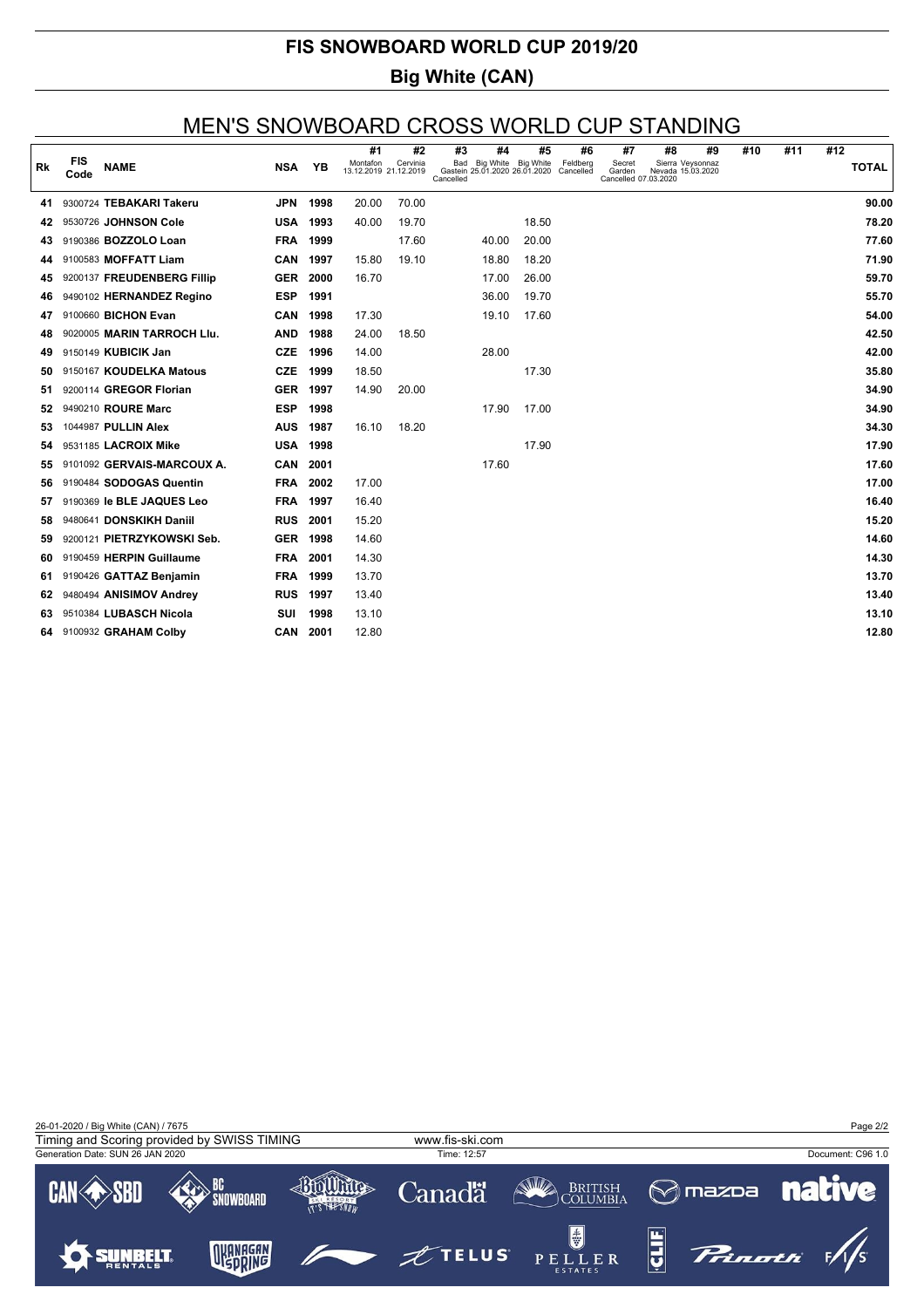# FIS SNOWBOARD WORLD CUP 2019/20

## Big White (CAN)

## MEN'S SNOWBOARD CROSS WORLD CUP STANDING

| Rk | FIS Code | NAME | NSA | YB | #1 Montafon 13.12.2019 | #2 Cervinia 21.12.2019 | #3 Bad Gastein Cancelled | #4 Big White 25.01.2020 | #5 Big White 26.01.2020 | #6 Feldberg Cancelled | #7 Secret Garden Cancelled | #8 07.03.2020 | #9 Sierra Nevada 15.03.2020 Veysonnaz | #10 | #11 | #12 | TOTAL |
|---|---|---|---|---|---|---|---|---|---|---|---|---|---|---|---|---|---|
| 41 | 9300724 | TEBAKARI Takeru | JPN | 1998 | 20.00 | 70.00 | | | | | | | | | | | 90.00 |
| 42 | 9530726 | JOHNSON Cole | USA | 1993 | 40.00 | 19.70 | | | 18.50 | | | | | | | | 78.20 |
| 43 | 9190386 | BOZZOLO Loan | FRA | 1999 | | 17.60 | | 40.00 | 20.00 | | | | | | | | 77.60 |
| 44 | 9100583 | MOFFATT Liam | CAN | 1997 | 15.80 | 19.10 | | 18.80 | 18.20 | | | | | | | | 71.90 |
| 45 | 9200137 | FREUDENBERG Fillip | GER | 2000 | 16.70 | | | 17.00 | 26.00 | | | | | | | | 59.70 |
| 46 | 9490102 | HERNANDEZ Regino | ESP | 1991 | | | | 36.00 | 19.70 | | | | | | | | 55.70 |
| 47 | 9100660 | BICHON Evan | CAN | 1998 | 17.30 | | | 19.10 | 17.60 | | | | | | | | 54.00 |
| 48 | 9020005 | MARIN TARROCH Llu. | AND | 1988 | 24.00 | 18.50 | | | | | | | | | | | 42.50 |
| 49 | 9150149 | KUBICIK Jan | CZE | 1996 | 14.00 | | | 28.00 | | | | | | | | | 42.00 |
| 50 | 9150167 | KOUDELKA Matous | CZE | 1999 | 18.50 | | | | 17.30 | | | | | | | | 35.80 |
| 51 | 9200114 | GREGOR Florian | GER | 1997 | 14.90 | 20.00 | | | | | | | | | | | 34.90 |
| 52 | 9490210 | ROURE Marc | ESP | 1998 | | | | 17.90 | 17.00 | | | | | | | | 34.90 |
| 53 | 1044987 | PULLIN Alex | AUS | 1987 | 16.10 | 18.20 | | | | | | | | | | | 34.30 |
| 54 | 9531185 | LACROIX Mike | USA | 1998 | | | | | 17.90 | | | | | | | | 17.90 |
| 55 | 9101092 | GERVAIS-MARCOUX A. | CAN | 2001 | | | | 17.60 | | | | | | | | | 17.60 |
| 56 | 9190484 | SODOGAS Quentin | FRA | 2002 | 17.00 | | | | | | | | | | | | 17.00 |
| 57 | 9190369 | le BLE JAQUES Leo | FRA | 1997 | 16.40 | | | | | | | | | | | | 16.40 |
| 58 | 9480641 | DONSKIKH Daniil | RUS | 2001 | 15.20 | | | | | | | | | | | | 15.20 |
| 59 | 9200121 | PIETRZYKOWSKI Seb. | GER | 1998 | 14.60 | | | | | | | | | | | | 14.60 |
| 60 | 9190459 | HERPIN Guillaume | FRA | 2001 | 14.30 | | | | | | | | | | | | 14.30 |
| 61 | 9190426 | GATTAZ Benjamin | FRA | 1999 | 13.70 | | | | | | | | | | | | 13.70 |
| 62 | 9480494 | ANISIMOV Andrey | RUS | 1997 | 13.40 | | | | | | | | | | | | 13.40 |
| 63 | 9510384 | LUBASCH Nicola | SUI | 1998 | 13.10 | | | | | | | | | | | | 13.10 |
| 64 | 9100932 | GRAHAM Colby | CAN | 2001 | 12.80 | | | | | | | | | | | | 12.80 |

26-01-2020 / Big White (CAN) / 7675

Timing and Scoring provided by SWISS TIMING — www.fis-ski.com

Generation Date: SUN 26 JAN 2020 — Time: 12:57 — Document: C96 1.0